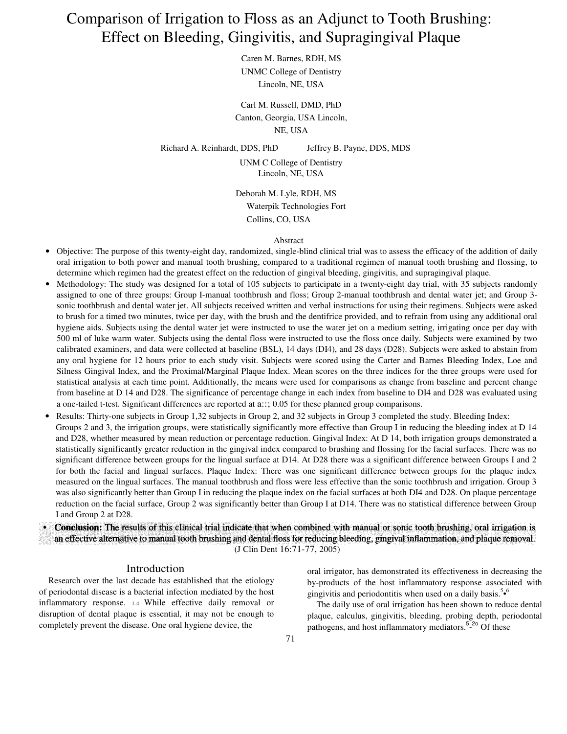# Comparison of Irrigation to Floss as an Adjunct to Tooth Brushing: Effect on Bleeding, Gingivitis, and Supragingival Plaque

Caren M. Barnes, RDH, MS
UNMC College of Dentistry
Lincoln, NE, USA

Carl M. Russell, DMD, PhD
Canton, Georgia, USA Lincoln,
NE, USA

Richard A. Reinhardt, DDS, PhD    Jeffrey B. Payne, DDS, MDS
UNM C College of Dentistry
Lincoln, NE, USA

Deborah M. Lyle, RDH, MS
Waterpik Technologies Fort
Collins, CO, USA

## Abstract

- Objective: The purpose of this twenty-eight day, randomized, single-blind clinical trial was to assess the efficacy of the addition of daily oral irrigation to both power and manual tooth brushing, compared to a traditional regimen of manual tooth brushing and flossing, to determine which regimen had the greatest effect on the reduction of gingival bleeding, gingivitis, and supragingival plaque.
- Methodology: The study was designed for a total of 105 subjects to participate in a twenty-eight day trial, with 35 subjects randomly assigned to one of three groups: Group I-manual toothbrush and floss; Group 2-manual toothbrush and dental water jet; and Group 3-sonic toothbrush and dental water jet. All subjects received written and verbal instructions for using their regimens. Subjects were asked to brush for a timed two minutes, twice per day, with the brush and the dentifrice provided, and to refrain from using any additional oral hygiene aids. Subjects using the dental water jet were instructed to use the water jet on a medium setting, irrigating once per day with 500 ml of luke warm water. Subjects using the dental floss were instructed to use the floss once daily. Subjects were examined by two calibrated examiners, and data were collected at baseline (BSL), 14 days (DI4), and 28 days (D28). Subjects were asked to abstain from any oral hygiene for 12 hours prior to each study visit. Subjects were scored using the Carter and Barnes Bleeding Index, Loe and Silness Gingival Index, and the Proximal/Marginal Plaque Index. Mean scores on the three indices for the three groups were used for statistical analysis at each time point. Additionally, the means were used for comparisons as change from baseline and percent change from baseline at D 14 and D28. The significance of percentage change in each index from baseline to DI4 and D28 was evaluated using a one-tailed t-test. Significant differences are reported at a::; 0.05 for these planned group comparisons.
- Results: Thirty-one subjects in Group 1,32 subjects in Group 2, and 32 subjects in Group 3 completed the study. Bleeding Index: Groups 2 and 3, the irrigation groups, were statistically significantly more effective than Group I in reducing the bleeding index at D 14 and D28, whether measured by mean reduction or percentage reduction. Gingival Index: At D 14, both irrigation groups demonstrated a statistically significantly greater reduction in the gingival index compared to brushing and flossing for the facial surfaces. There was no significant difference between groups for the lingual surface at D14. At D28 there was a significant difference between Groups I and 2 for both the facial and lingual surfaces. Plaque Index: There was one significant difference between groups for the plaque index measured on the lingual surfaces. The manual toothbrush and floss were less effective than the sonic toothbrush and irrigation. Group 3 was also significantly better than Group I in reducing the plaque index on the facial surfaces at both DI4 and D28. On plaque percentage reduction on the facial surface, Group 2 was significantly better than Group I at D14. There was no statistical difference between Group I and Group 2 at D28.
- **Conclusion:** The results of this clinical trial indicate that when combined with manual or sonic tooth brushing, oral irrigation is an effective alternative to manual tooth brushing and dental floss for reducing bleeding, gingival inflammation, and plaque removal.

(J Clin Dent 16:71-77, 2005)

## Introduction

Research over the last decade has established that the etiology of periodontal disease is a bacterial infection mediated by the host inflammatory response.[1-4] While effective daily removal or disruption of dental plaque is essential, it may not be enough to completely prevent the disease. One oral hygiene device, the oral irrigator, has demonstrated its effectiveness in decreasing the by-products of the host inflammatory response associated with gingivitis and periodontitis when used on a daily basis.[5,6]

The daily use of oral irrigation has been shown to reduce dental plaque, calculus, gingivitis, bleeding, probing depth, periodontal pathogens, and host inflammatory mediators.[5-20] Of these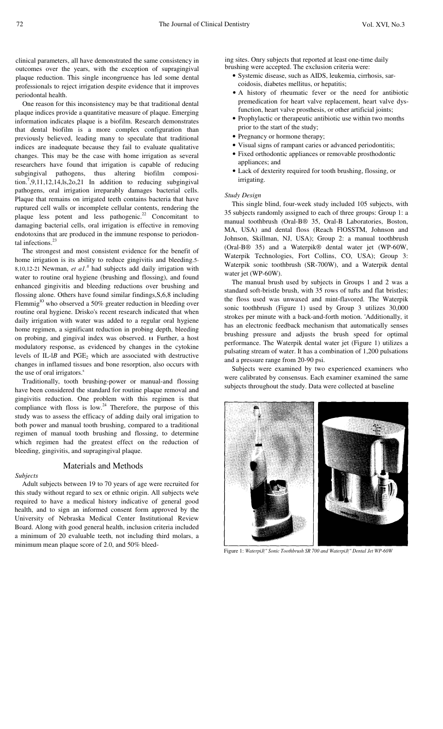clinical parameters, all have demonstrated the same consistency in outcomes over the years, with the exception of supragingival plaque reduction. This single incongruence has led some dental professionals to reject irrigation despite evidence that it improves periodontal health.

One reason for this inconsistency may be that traditional dental plaque indices provide a quantitative measure of plaque. Emerging information indicates plaque is a biofilm. Research demonstrates that dental biofilm is a more complex configuration than previously believed, leading many to speculate that traditional indices are inadequate because they fail to evaluate qualitative changes. This may be the case with home irrigation as several researchers have found that irrigation is capable of reducing subgingival pathogens, thus altering biofilm composition.[7,9,11,12,14,ls,2o,21] In addition to reducing subgingival pathogens, oral irrigation irreparably damages bacterial cells. Plaque that remains on irrigated teeth contains bacteria that have ruptured cell walls or incomplete cellular contents, rendering the plaque less potent and less pathogenic.[22] Concomitant to damaging bacterial cells, oral irrigation is effective in removing endotoxins that are produced in the immune response to periodontal infections.[23]

The strongest and most consistent evidence for the benefit of home irrigation is its ability to reduce gingivitis and bleeding.[5-8,10,12-21] Newman, *et a1.*[8] had subjects add daily irrigation with water to routine oral hygiene (brushing and flossing), and found enhanced gingivitis and bleeding reductions over brushing and flossing alone. Others have found similar findings,[S,6,8] including Flemmig[lO] who observed a 50% greater reduction in bleeding over routine oral hygiene. Drisko's recent research indicated that when daily irrigation with water was added to a regular oral hygiene home regimen, a significant reduction in probing depth, bleeding on probing, and gingival index was observed.[11] Further, a host modulatory response, as evidenced by changes in the cytokine levels of IL-l*B* and $PGE_2$ which are associated with destructive changes in inflamed tissues and bone resorption, also occurs with the use of oral irrigators.[s]

Traditionally, tooth brushing-power or manual-and flossing have been considered the standard for routine plaque removal and gingivitis reduction. One problem with this regimen is that compliance with floss is low.[24] Therefore, the purpose of this study was to assess the efficacy of adding daily oral irrigation to both power and manual tooth brushing, compared to a traditional regimen of manual tooth brushing and flossing, to determine which regimen had the greatest effect on the reduction of bleeding, gingivitis, and supragingival plaque.

## Materials and Methods

### *Subjects*

Adult subjects between 19 to 70 years of age were recruited for this study without regard to sex or ethnic origin. All subjects we\e required to have a medical history indicative of general good health, and to sign an informed consent form approved by the University of Nebraska Medical Center Institutional Review Board. Along with good general health, inclusion criteria included a minimum of 20 evaluable teeth, not including third molars, a minimum mean plaque score of 2.0, and 50% bleeding sites. Onry subjects that reported at least one-time daily brushing were accepted. The exclusion criteria were:

- Systemic disease, such as AIDS, leukemia, cirrhosis, sarcoidosis, diabetes mellitus, or hepatitis;
- A history of rheumatic fever or the need for antibiotic premedication for heart valve replacement, heart valve dysfunction, heart valve prosthesis, or other artificial joints;
- Prophylactic or therapeutic antibiotic use within two months prior to the start of the study;
- Pregnancy or hormone therapy;
- Visual signs of rampant caries or advanced periodontitis;
- Fixed orthodontic appliances or removable prosthodontic appliances; and
- Lack of dexterity required for tooth brushing, flossing, or irrigating.

### *Study Design*

This single blind, four-week study included 105 subjects, with 35 subjects randomly assigned to each of three groups: Group 1: a manual toothbrush (Oral-B® 35, Oral-B Laboratories, Boston, MA, USA) and dental floss (Reach FlOSSTM, Johnson and Johnson, Skillman, NJ, USA); Group 2: a manual toothbrush (Oral-B® 35) and a Waterpik® dental water jet (WP-60W, Waterpik Technologies, Fort Collins, CO, USA); Group 3: Waterpik sonic toothbrush (SR-700W), and a Waterpik dental water jet (WP-60W).

The manual brush used by subjects in Groups 1 and 2 was a standard soft-bristle brush, with 35 rows of tufts and flat bristles; the floss used was unwaxed and mint-flavored. The Waterpik sonic toothbrush (Figure 1) used by Group 3 utilizes 30,000 strokes per minute with a back-and-forth motion. 'Additionally, it has an electronic feedback mechanism that automatically senses brushing pressure and adjusts the brush speed for optimal performance. The Waterpik dental water jet (Figure 1) utilizes a pulsating stream of water. It has a combination of 1,200 pulsations and a pressure range from 20-90 psi.

Subjects were examined by two experienced examiners who were calibrated by consensus. Each examiner examined the same subjects throughout the study. Data were collected at baseline

Figure 1: *WaterpiJ(" Sonic Toothbrush SR 700 and WaterpiJ(" Dental Jet WP-60W*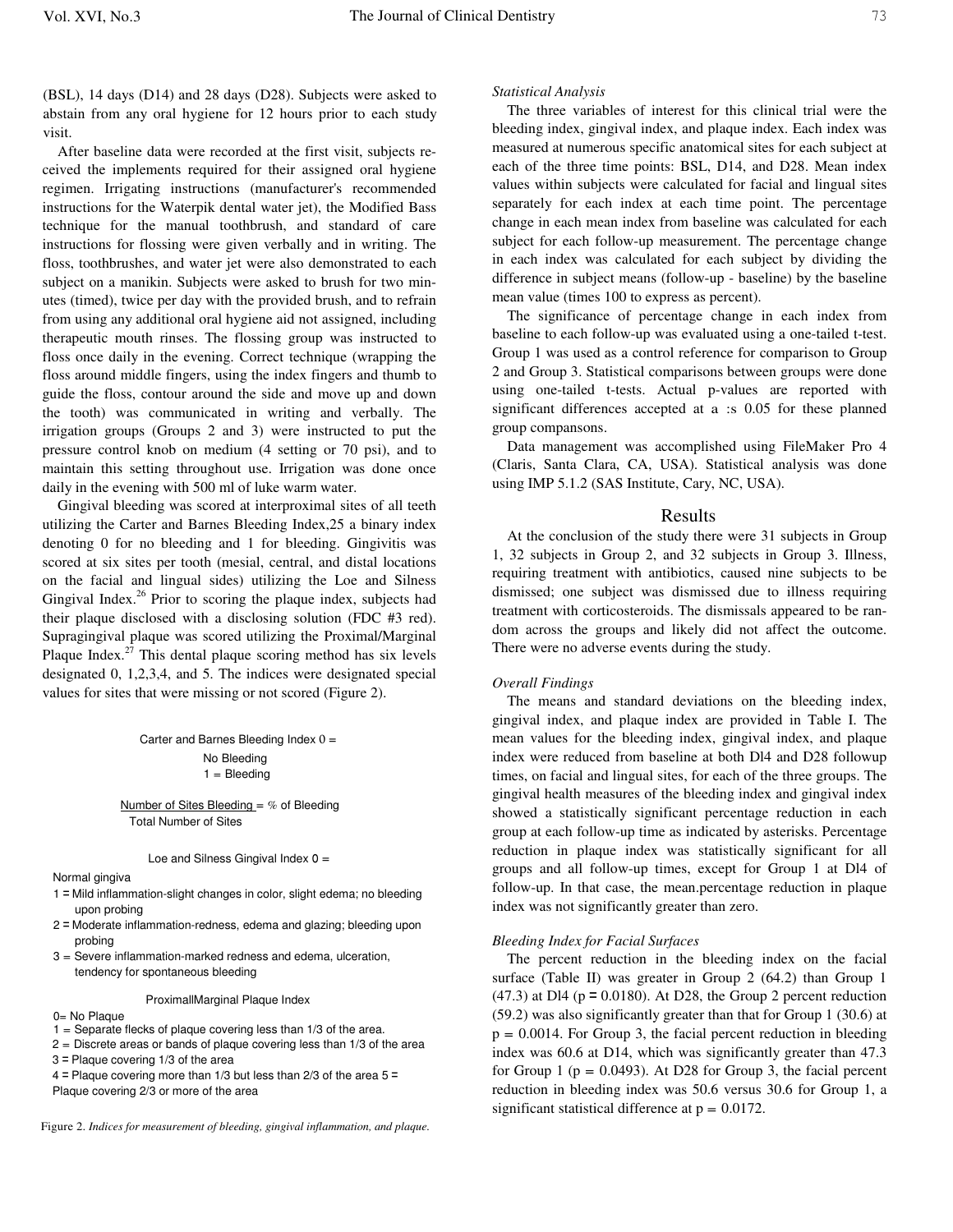(BSL), 14 days (D14) and 28 days (D28). Subjects were asked to abstain from any oral hygiene for 12 hours prior to each study visit.

After baseline data were recorded at the first visit, subjects received the implements required for their assigned oral hygiene regimen. Irrigating instructions (manufacturer's recommended instructions for the Waterpik dental water jet), the Modified Bass technique for the manual toothbrush, and standard of care instructions for flossing were given verbally and in writing. The floss, toothbrushes, and water jet were also demonstrated to each subject on a manikin. Subjects were asked to brush for two minutes (timed), twice per day with the provided brush, and to refrain from using any additional oral hygiene aid not assigned, including therapeutic mouth rinses. The flossing group was instructed to floss once daily in the evening. Correct technique (wrapping the floss around middle fingers, using the index fingers and thumb to guide the floss, contour around the side and move up and down the tooth) was communicated in writing and verbally. The irrigation groups (Groups 2 and 3) were instructed to put the pressure control knob on medium (4 setting or 70 psi), and to maintain this setting throughout use. Irrigation was done once daily in the evening with 500 ml of luke warm water.

Gingival bleeding was scored at interproximal sites of all teeth utilizing the Carter and Barnes Bleeding Index,25 a binary index denoting 0 for no bleeding and 1 for bleeding. Gingivitis was scored at six sites per tooth (mesial, central, and distal locations on the facial and lingual sides) utilizing the Loe and Silness Gingival Index.[26] Prior to scoring the plaque index, subjects had their plaque disclosed with a disclosing solution (FDC #3 red). Supragingival plaque was scored utilizing the Proximal/Marginal Plaque Index.[27] This dental plaque scoring method has six levels designated 0, 1,2,3,4, and 5. The indices were designated special values for sites that were missing or not scored (Figure 2).

Carter and Barnes Bleeding Index 0 = No Bleeding
1 = Bleeding

Number of Sites Bleeding = % of Bleeding
Total Number of Sites

Loe and Silness Gingival Index 0 = Normal gingiva
1 = Mild inflammation-slight changes in color, slight edema; no bleeding upon probing
2 = Moderate inflammation-redness, edema and glazing; bleeding upon probing
3 = Severe inflammation-marked redness and edema, ulceration, tendency for spontaneous bleeding

ProximallMarginal Plaque Index
0= No Plaque
1 = Separate flecks of plaque covering less than 1/3 of the area.
2 = Discrete areas or bands of plaque covering less than 1/3 of the area
3 = Plaque covering 1/3 of the area
4 = Plaque covering more than 1/3 but less than 2/3 of the area 5 = Plaque covering 2/3 or more of the area

Figure 2. *Indices for measurement of bleeding, gingival inflammation, and plaque.*

*Statistical Analysis*

The three variables of interest for this clinical trial were the bleeding index, gingival index, and plaque index. Each index was measured at numerous specific anatomical sites for each subject at each of the three time points: BSL, D14, and D28. Mean index values within subjects were calculated for facial and lingual sites separately for each index at each time point. The percentage change in each mean index from baseline was calculated for each subject for each follow-up measurement. The percentage change in each index was calculated for each subject by dividing the difference in subject means (follow-up - baseline) by the baseline mean value (times 100 to express as percent).

The significance of percentage change in each index from baseline to each follow-up was evaluated using a one-tailed t-test. Group 1 was used as a control reference for comparison to Group 2 and Group 3. Statistical comparisons between groups were done using one-tailed t-tests. Actual p-values are reported with significant differences accepted at a :s 0.05 for these planned group compansons.

Data management was accomplished using FileMaker Pro 4 (Claris, Santa Clara, CA, USA). Statistical analysis was done using IMP 5.1.2 (SAS Institute, Cary, NC, USA).

## Results

At the conclusion of the study there were 31 subjects in Group 1, 32 subjects in Group 2, and 32 subjects in Group 3. Illness, requiring treatment with antibiotics, caused nine subjects to be dismissed; one subject was dismissed due to illness requiring treatment with corticosteroids. The dismissals appeared to be random across the groups and likely did not affect the outcome. There were no adverse events during the study.

*Overall Findings*

The means and standard deviations on the bleeding index, gingival index, and plaque index are provided in Table I. The mean values for the bleeding index, gingival index, and plaque index were reduced from baseline at both Dl4 and D28 followup times, on facial and lingual sites, for each of the three groups. The gingival health measures of the bleeding index and gingival index showed a statistically significant percentage reduction in each group at each follow-up time as indicated by asterisks. Percentage reduction in plaque index was statistically significant for all groups and all follow-up times, except for Group 1 at Dl4 of follow-up. In that case, the mean.percentage reduction in plaque index was not significantly greater than zero.

*Bleeding Index for Facial Surfaces*

The percent reduction in the bleeding index on the facial surface (Table II) was greater in Group 2 (64.2) than Group 1 (47.3) at Dl4 (p = 0.0180). At D28, the Group 2 percent reduction (59.2) was also significantly greater than that for Group 1 (30.6) at p = 0.0014. For Group 3, the facial percent reduction in bleeding index was 60.6 at D14, which was significantly greater than 47.3 for Group 1 (p = 0.0493). At D28 for Group 3, the facial percent reduction in bleeding index was 50.6 versus 30.6 for Group 1, a significant statistical difference at p = 0.0172.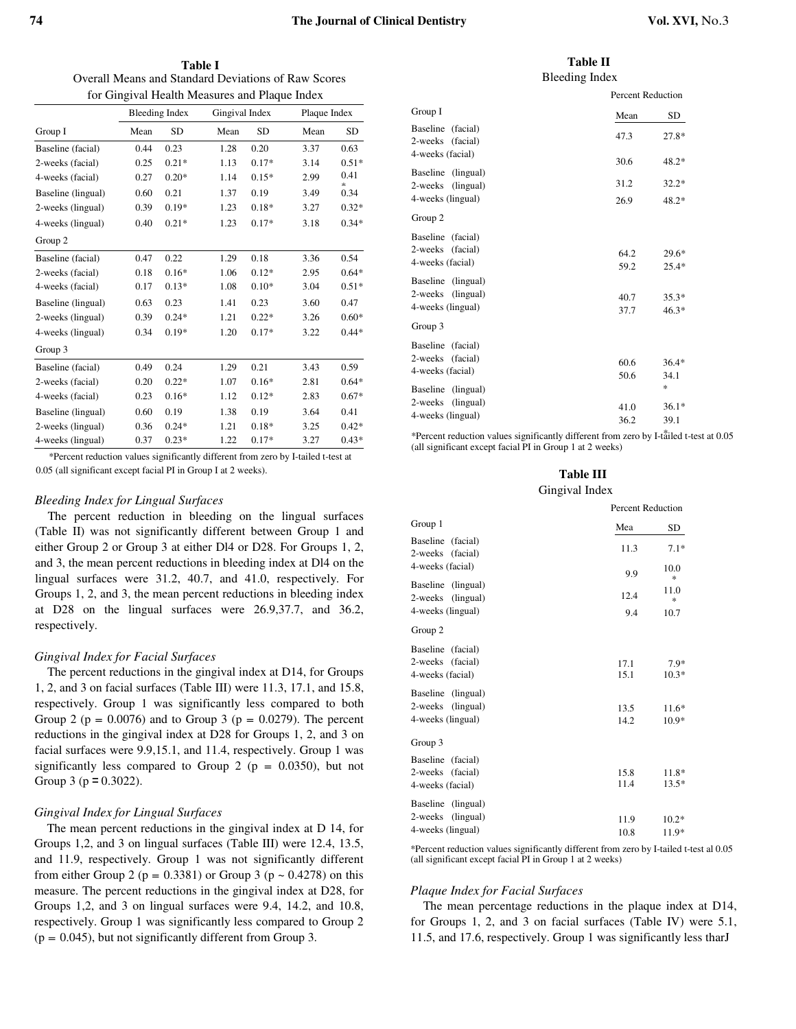**Table I**
Overall Means and Standard Deviations of Raw Scores for Gingival Health Measures and Plaque Index

| | Bleeding Index | | Gingival Index | | Plaque Index | |
|---|---|---|---|---|---|---|
| Group I | Mean | SD | Mean | SD | Mean | SD |
| Baseline (facial) | 0.44 | 0.23 | 1.28 | 0.20 | 3.37 | 0.63 |
| 2-weeks (facial) | 0.25 | 0.21* | 1.13 | 0.17* | 3.14 | 0.51* |
| 4-weeks (facial) | 0.27 | 0.20* | 1.14 | 0.15* | 2.99 | 0.41* |
| Baseline (lingual) | 0.60 | 0.21 | 1.37 | 0.19 | 3.49 | 0.34 |
| 2-weeks (lingual) | 0.39 | 0.19* | 1.23 | 0.18* | 3.27 | 0.32* |
| 4-weeks (lingual) | 0.40 | 0.21* | 1.23 | 0.17* | 3.18 | 0.34* |
| Group 2 | | | | | | |
| Baseline (facial) | 0.47 | 0.22 | 1.29 | 0.18 | 3.36 | 0.54 |
| 2-weeks (facial) | 0.18 | 0.16* | 1.06 | 0.12* | 2.95 | 0.64* |
| 4-weeks (facial) | 0.17 | 0.13* | 1.08 | 0.10* | 3.04 | 0.51* |
| Baseline (lingual) | 0.63 | 0.23 | 1.41 | 0.23 | 3.60 | 0.47 |
| 2-weeks (lingual) | 0.39 | 0.24* | 1.21 | 0.22* | 3.26 | 0.60* |
| 4-weeks (lingual) | 0.34 | 0.19* | 1.20 | 0.17* | 3.22 | 0.44* |
| Group 3 | | | | | | |
| Baseline (facial) | 0.49 | 0.24 | 1.29 | 0.21 | 3.43 | 0.59 |
| 2-weeks (facial) | 0.20 | 0.22* | 1.07 | 0.16* | 2.81 | 0.64* |
| 4-weeks (facial) | 0.23 | 0.16* | 1.12 | 0.12* | 2.83 | 0.67* |
| Baseline (lingual) | 0.60 | 0.19 | 1.38 | 0.19 | 3.64 | 0.41 |
| 2-weeks (lingual) | 0.36 | 0.24* | 1.21 | 0.18* | 3.25 | 0.42* |
| 4-weeks (lingual) | 0.37 | 0.23* | 1.22 | 0.17* | 3.27 | 0.43* |

*Percent reduction values significantly different from zero by I-tailed t-test at 0.05 (all significant except facial PI in Group I at 2 weeks).

### *Bleeding Index for Lingual Surfaces*

The percent reduction in bleeding on the lingual surfaces (Table II) was not significantly different between Group 1 and either Group 2 or Group 3 at either Dl4 or D28. For Groups 1, 2, and 3, the mean percent reductions in bleeding index at Dl4 on the lingual surfaces were 31.2, 40.7, and 41.0, respectively. For Groups 1, 2, and 3, the mean percent reductions in bleeding index at D28 on the lingual surfaces were 26.9,37.7, and 36.2, respectively.

### *Gingival Index for Facial Surfaces*

The percent reductions in the gingival index at D14, for Groups 1, 2, and 3 on facial surfaces (Table III) were 11.3, 17.1, and 15.8, respectively. Group 1 was significantly less compared to both Group 2 (p = 0.0076) and to Group 3 (p = 0.0279). The percent reductions in the gingival index at D28 for Groups 1, 2, and 3 on facial surfaces were 9.9,15.1, and 11.4, respectively. Group 1 was significantly less compared to Group 2 (p = 0.0350), but not Group 3 (p = 0.3022).

### *Gingival Index for Lingual Surfaces*

The mean percent reductions in the gingival index at D 14, for Groups 1,2, and 3 on lingual surfaces (Table III) were 12.4, 13.5, and 11.9, respectively. Group 1 was not significantly different from either Group 2 (p = 0.3381) or Group 3 (p ~ 0.4278) on this measure. The percent reductions in the gingival index at D28, for Groups 1,2, and 3 on lingual surfaces were 9.4, 14.2, and 10.8, respectively. Group 1 was significantly less compared to Group 2 (p = 0.045), but not significantly different from Group 3.

**Table II**
Bleeding Index

| | Percent Reduction | |
|---|---|---|
| Group I | Mean | SD |
| Baseline (facial) | | |
| 2-weeks (facial) | 47.3 | 27.8* |
| 4-weeks (facial) | 30.6 | 48.2* |
| Baseline (lingual) | | |
| 2-weeks (lingual) | 31.2 | 32.2* |
| 4-weeks (lingual) | 26.9 | 48.2* |
| Group 2 | | |
| Baseline (facial) | | |
| 2-weeks (facial) | 64.2 | 29.6* |
| 4-weeks (facial) | 59.2 | 25.4* |
| Baseline (lingual) | | |
| 2-weeks (lingual) | 40.7 | 35.3* |
| 4-weeks (lingual) | 37.7 | 46.3* |
| Group 3 | | |
| Baseline (facial) | | |
| 2-weeks (facial) | 60.6 | 36.4* |
| 4-weeks (facial) | 50.6 | 34.1* |
| Baseline (lingual) | | |
| 2-weeks (lingual) | 41.0 | 36.1* |
| 4-weeks (lingual) | 36.2 | 39.1* |

*Percent reduction values significantly different from zero by I-tailed t-test at 0.05 (all significant except facial PI in Group 1 at 2 weeks)

**Table III**
Gingival Index

| | Percent Reduction | |
|---|---|---|
| Group 1 | Mea | SD |
| Baseline (facial) | | |
| 2-weeks (facial) | 11.3 | 7.1* |
| 4-weeks (facial) | 9.9 | 10.0* |
| Baseline (lingual) | | |
| 2-weeks (lingual) | 12.4 | 11.0* |
| 4-weeks (lingual) | 9.4 | 10.7 |
| Group 2 | | |
| Baseline (facial) | | |
| 2-weeks (facial) | 17.1 | 7.9* |
| 4-weeks (facial) | 15.1 | 10.3* |
| Baseline (lingual) | | |
| 2-weeks (lingual) | 13.5 | 11.6* |
| 4-weeks (lingual) | 14.2 | 10.9* |
| Group 3 | | |
| Baseline (facial) | | |
| 2-weeks (facial) | 15.8 | 11.8* |
| 4-weeks (facial) | 11.4 | 13.5* |
| Baseline (lingual) | | |
| 2-weeks (lingual) | 11.9 | 10.2* |
| 4-weeks (lingual) | 10.8 | 11.9* |

*Percent reduction values significantly different from zero by I-tailed t-test al 0.05 (all significant except facial PI in Group 1 at 2 weeks)

### *Plaque Index for Facial Surfaces*

The mean percentage reductions in the plaque index at D14, for Groups 1, 2, and 3 on facial surfaces (Table IV) were 5.1, 11.5, and 17.6, respectively. Group 1 was significantly less tharJ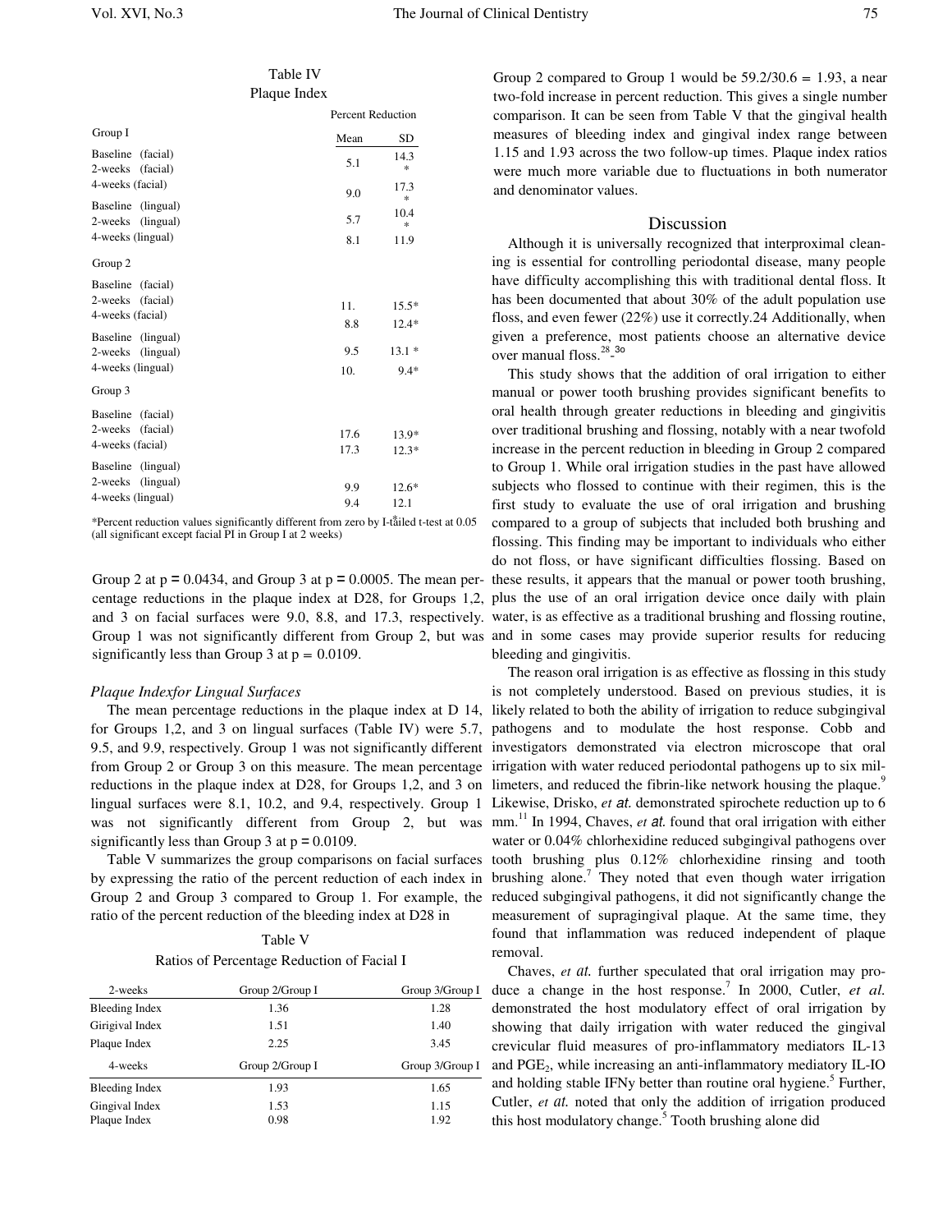Table IV
Plaque Index

| | Percent Reduction | |
|---|---|---|
| Group I | Mean | SD |
| Baseline (facial) | | |
| 2-weeks (facial) | 5.1 | 14.3 * |
| 4-weeks (facial) | 9.0 | 17.3 * |
| Baseline (lingual) | | |
| 2-weeks (lingual) | 5.7 | 10.4 * |
| 4-weeks (lingual) | 8.1 | 11.9 |
| Group 2 | | |
| Baseline (facial) | | |
| 2-weeks (facial) | 11. | 15.5* |
| 4-weeks (facial) | 8.8 | 12.4* |
| Baseline (lingual) | | |
| 2-weeks (lingual) | 9.5 | 13.1 * |
| 4-weeks (lingual) | 10. | 9.4* |
| Group 3 | | |
| Baseline (facial) | | |
| 2-weeks (facial) | 17.6 | 13.9* |
| 4-weeks (facial) | 17.3 | 12.3* |
| Baseline (lingual) | | |
| 2-weeks (lingual) | 9.9 | 12.6* |
| 4-weeks (lingual) | 9.4 | 12.1 * |

*Percent reduction values significantly different from zero by I-tailed t-test at 0.05 (all significant except facial PI in Group I at 2 weeks)

Group 2 at p = 0.0434, and Group 3 at p = 0.0005. The mean percentage reductions in the plaque index at D28, for Groups 1,2, and 3 on facial surfaces were 9.0, 8.8, and 17.3, respectively. Group 1 was not significantly different from Group 2, but was significantly less than Group 3 at p = 0.0109.

*Plaque Indexfor Lingual Surfaces*

The mean percentage reductions in the plaque index at D 14, for Groups 1,2, and 3 on lingual surfaces (Table IV) were 5.7, 9.5, and 9.9, respectively. Group 1 was not significantly different from Group 2 or Group 3 on this measure. The mean percentage reductions in the plaque index at D28, for Groups 1,2, and 3 on lingual surfaces were 8.1, 10.2, and 9.4, respectively. Group 1 was not significantly different from Group 2, but was significantly less than Group 3 at p = 0.0109.

Table V summarizes the group comparisons on facial surfaces by expressing the ratio of the percent reduction of each index in Group 2 and Group 3 compared to Group 1. For example, the ratio of the percent reduction of the bleeding index at D28 in

Table V
Ratios of Percentage Reduction of Facial I

| 2-weeks | Group 2/Group I | Group 3/Group I |
|---|---|---|
| Bleeding Index | 1.36 | 1.28 |
| Girigival Index | 1.51 | 1.40 |
| Plaque Index | 2.25 | 3.45 |
| **4-weeks** | **Group 2/Group I** | **Group 3/Group I** |
| Bleeding Index | 1.93 | 1.65 |
| Gingival Index | 1.53 | 1.15 |
| Plaque Index | 0.98 | 1.92 |

Group 2 compared to Group 1 would be 59.2/30.6 = 1.93, a near two-fold increase in percent reduction. This gives a single number comparison. It can be seen from Table V that the gingival health measures of bleeding index and gingival index range between 1.15 and 1.93 across the two follow-up times. Plaque index ratios were much more variable due to fluctuations in both numerator and denominator values.

## Discussion

Although it is universally recognized that interproximal cleaning is essential for controlling periodontal disease, many people have difficulty accomplishing this with traditional dental floss. It has been documented that about 30% of the adult population use floss, and even fewer (22%) use it correctly.24 Additionally, when given a preference, most patients choose an alternative device over manual floss.[28-30]

This study shows that the addition of oral irrigation to either manual or power tooth brushing provides significant benefits to oral health through greater reductions in bleeding and gingivitis over traditional brushing and flossing, notably with a near twofold increase in the percent reduction in bleeding in Group 2 compared to Group 1. While oral irrigation studies in the past have allowed subjects who flossed to continue with their regimen, this is the first study to evaluate the use of oral irrigation and brushing compared to a group of subjects that included both brushing and flossing. This finding may be important to individuals who either do not floss, or have significant difficulties flossing. Based on these results, it appears that the manual or power tooth brushing, plus the use of an oral irrigation device once daily with plain water, is as effective as a traditional brushing and flossing routine, and in some cases may provide superior results for reducing bleeding and gingivitis.

The reason oral irrigation is as effective as flossing in this study is not completely understood. Based on previous studies, it is likely related to both the ability of irrigation to reduce subgingival pathogens and to modulate the host response. Cobb and investigators demonstrated via electron microscope that oral irrigation with water reduced periodontal pathogens up to six millimeters, and reduced the fibrin-like network housing the plaque.[9] Likewise, Drisko, *et at.* demonstrated spirochete reduction up to 6 mm.[11] In 1994, Chaves, *et at.* found that oral irrigation with either water or 0.04% chlorhexidine reduced subgingival pathogens over tooth brushing plus 0.12% chlorhexidine rinsing and tooth brushing alone.[7] They noted that even though water irrigation reduced subgingival pathogens, it did not significantly change the measurement of supragingival plaque. At the same time, they found that inflammation was reduced independent of plaque removal.

Chaves, *et at.* further speculated that oral irrigation may produce a change in the host response.[7] In 2000, Cutler, *et al.* demonstrated the host modulatory effect of oral irrigation by showing that daily irrigation with water reduced the gingival crevicular fluid measures of pro-inflammatory mediators IL-13 and $PGE_2$, while increasing an anti-inflammatory mediatory IL-IO and holding stable IFNy better than routine oral hygiene.[5] Further, Cutler, *et at.* noted that only the addition of irrigation produced this host modulatory change.[5] Tooth brushing alone did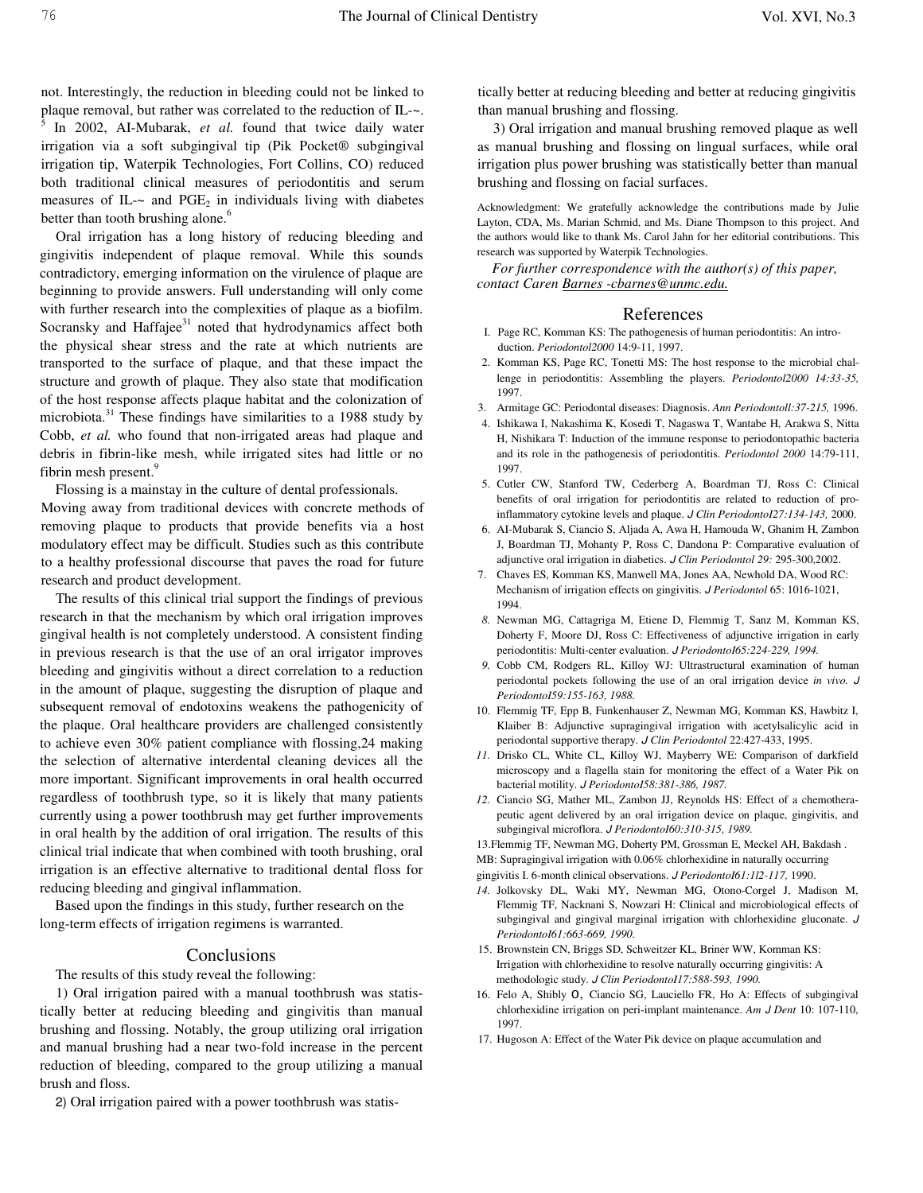not. Interestingly, the reduction in bleeding could not be linked to plaque removal, but rather was correlated to the reduction of IL-~.[5] In 2002, AI-Mubarak, *et al.* found that twice daily water irrigation via a soft subgingival tip (Pik Pocket® subgingival irrigation tip, Waterpik Technologies, Fort Collins, CO) reduced both traditional clinical measures of periodontitis and serum measures of IL-~ and $PGE_2$ in individuals living with diabetes better than tooth brushing alone.[6]

Oral irrigation has a long history of reducing bleeding and gingivitis independent of plaque removal. While this sounds contradictory, emerging information on the virulence of plaque are beginning to provide answers. Full understanding will only come with further research into the complexities of plaque as a biofilm. Socransky and Haffajee[31] noted that hydrodynamics affect both the physical shear stress and the rate at which nutrients are transported to the surface of plaque, and that these impact the structure and growth of plaque. They also state that modification of the host response affects plaque habitat and the colonization of microbiota.[31] These findings have similarities to a 1988 study by Cobb, *et al.* who found that non-irrigated areas had plaque and debris in fibrin-like mesh, while irrigated sites had little or no fibrin mesh present.[9]

Flossing is a mainstay in the culture of dental professionals. Moving away from traditional devices with concrete methods of removing plaque to products that provide benefits via a host modulatory effect may be difficult. Studies such as this contribute to a healthy professional discourse that paves the road for future research and product development.

The results of this clinical trial support the findings of previous research in that the mechanism by which oral irrigation improves gingival health is not completely understood. A consistent finding in previous research is that the use of an oral irrigator improves bleeding and gingivitis without a direct correlation to a reduction in the amount of plaque, suggesting the disruption of plaque and subsequent removal of endotoxins weakens the pathogenicity of the plaque. Oral healthcare providers are challenged consistently to achieve even 30% patient compliance with flossing,24 making the selection of alternative interdental cleaning devices all the more important. Significant improvements in oral health occurred regardless of toothbrush type, so it is likely that many patients currently using a power toothbrush may get further improvements in oral health by the addition of oral irrigation. The results of this clinical trial indicate that when combined with tooth brushing, oral irrigation is an effective alternative to traditional dental floss for reducing bleeding and gingival inflammation.

Based upon the findings in this study, further research on the long-term effects of irrigation regimens is warranted.

## Conclusions

The results of this study reveal the following:

1) Oral irrigation paired with a manual toothbrush was statistically better at reducing bleeding and gingivitis than manual brushing and flossing. Notably, the group utilizing oral irrigation and manual brushing had a near two-fold increase in the percent reduction of bleeding, compared to the group utilizing a manual brush and floss.

2) Oral irrigation paired with a power toothbrush was statistically better at reducing bleeding and better at reducing gingivitis than manual brushing and flossing.

3) Oral irrigation and manual brushing removed plaque as well as manual brushing and flossing on lingual surfaces, while oral irrigation plus power brushing was statistically better than manual brushing and flossing on facial surfaces.

Acknowledgment: We gratefully acknowledge the contributions made by Julie Layton, CDA, Ms. Marian Schmid, and Ms. Diane Thompson to this project. And the authors would like to thank Ms. Carol Jahn for her editorial contributions. This research was supported by Waterpik Technologies.

*For further correspondence with the author(s) of this paper, contact Caren Barnes -cbarnes@unmc.edu.*

## References

1. Page RC, Komman KS: The pathogenesis of human periodontitis: An introduction. *Periodontol2000* 14:9-11, 1997.
2. Komman KS, Page RC, Tonetti MS: The host response to the microbial challenge in periodontitis: Assembling the players. *Periodontol2000 14:33-35,* 1997.
3. Armitage GC: Periodontal diseases: Diagnosis. *Ann Periodontoll:37-215,* 1996.
4. Ishikawa I, Nakashima K, Kosedi T, Nagaswa T, Wantabe H, Arakwa S, Nitta H, Nishikara T: Induction of the immune response to periodontopathic bacteria and its role in the pathogenesis of periodontitis. *Periodontol 2000* 14:79-111, 1997.
5. Cutler CW, Stanford TW, Cederberg A, Boardman TJ, Ross C: Clinical benefits of oral irrigation for periodontitis are related to reduction of pro-inflammatory cytokine levels and plaque. *J Clin PeriodontoI27:134-143,* 2000.
6. AI-Mubarak S, Ciancio S, Aljada A, Awa H, Hamouda W, Ghanim H, Zambon J, Boardman TJ, Mohanty P, Ross C, Dandona P: Comparative evaluation of adjunctive oral irrigation in diabetics. *J Clin Periodontol 29:* 295-300,2002.
7. Chaves ES, Komman KS, Manwell MA, Jones AA, Newhold DA, Wood RC: Mechanism of irrigation effects on gingivitis. *J Periodontol* 65: 1016-1021, 1994.
8. Newman MG, Cattagriga M, Etiene D, Flemmig T, Sanz M, Komman KS, Doherty F, Moore DJ, Ross C: Effectiveness of adjunctive irrigation in early periodontitis: Multi-center evaluation. *J PeriodontoI65:224-229, 1994.*
9. Cobb CM, Rodgers RL, Killoy WJ: Ultrastructural examination of human periodontal pockets following the use of an oral irrigation device *in vivo. J PeriodontoI59:155-163, 1988.*
10. Flemmig TF, Epp B, Funkenhauser Z, Newman MG, Komman KS, Hawbitz I, Klaiber B: Adjunctive supragingival irrigation with acetylsalicylic acid in periodontal supportive therapy. *J Clin Periodontol* 22:427-433, 1995.
11. Drisko CL, White CL, Killoy WJ, Mayberry WE: Comparison of darkfield microscopy and a flagella stain for monitoring the effect of a Water Pik on bacterial motility. *J PeriodontoI58:381-386, 1987.*
12. Ciancio SG, Mather ML, Zambon JJ, Reynolds HS: Effect of a chemotherapeutic agent delivered by an oral irrigation device on plaque, gingivitis, and subgingival microflora. *J PeriodontoI60:310-315, 1989.*
13. Flemmig TF, Newman MG, Doherty PM, Grossman E, Meckel AH, Bakdash . MB: Supragingival irrigation with 0.06% chlorhexidine in naturally occurring gingivitis I. 6-month clinical observations. *J PeriodontoI61:1l2-117,* 1990.
14. Jolkovsky DL, Waki MY, Newman MG, Otono-Corgel J, Madison M, Flemmig TF, Nacknani S, Nowzari H: Clinical and microbiological effects of subgingival and gingival marginal irrigation with chlorhexidine gluconate. *J PeriodontoI61:663-669, 1990.*
15. Brownstein CN, Briggs SD, Schweitzer KL, Briner WW, Komman KS: Irrigation with chlorhexidine to resolve naturally occurring gingivitis: A methodologic study. *J Clin PeriodontoI17:588-593, 1990.*
16. Felo A, Shibly O, Ciancio SG, Lauciello FR, Ho A: Effects of subgingival chlorhexidine irrigation on peri-implant maintenance. *Am J Dent* 10: 107-110, 1997.
17. Hugoson A: Effect of the Water Pik device on plaque accumulation and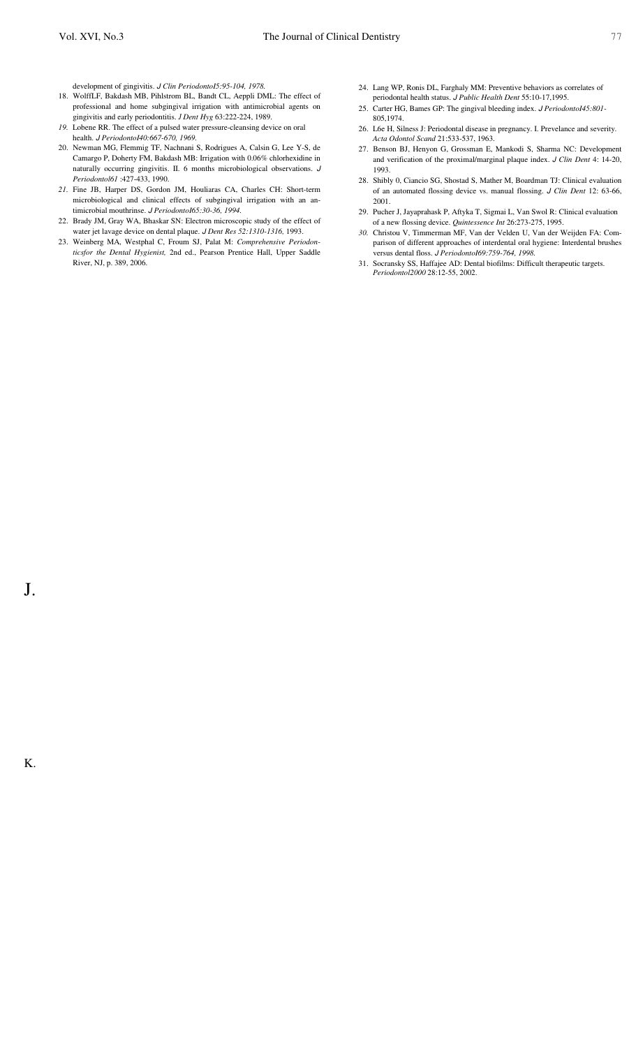development of gingivitis. *J Clin Periodontol5:95-104, 1978.*

18. WolffLF, Bakdash MB, Pihlstrom BL, Bandt CL, Aeppli DML: The effect of professional and home subgingival irrigation with antimicrobial agents on gingivitis and early periodontitis. *J Dent Hyg* 63:222-224, 1989.
19. Lobene RR. The effect of a pulsed water pressure-cleansing device on oral health. *J Periodontol40:667-670, 1969.*
20. Newman MG, Flemmig TF, Nachnani S, Rodrigues A, Calsin G, Lee Y-S, de Camargo P, Doherty FM, Bakdash MB: Irrigation with 0.06% chlorhexidine in naturally occurring gingivitis. II. 6 months microbiological observations. *J Periodontol61* :427-433, 1990.
21. Fine JB, Harper DS, Gordon JM, Houliaras CA, Charles CH: Short-term microbiological and clinical effects of subgingival irrigation with an antimicrobial mouthrinse. *J Periodontol65:30-36, 1994.*
22. Brady JM, Gray WA, Bhaskar SN: Electron microscopic study of the effect of water jet lavage device on dental plaque. *J Dent Res 52:1310-1316,* 1993.
23. Weinberg MA, Westphal C, Froum SJ, Palat M: *Comprehensive Periodonticsfor the Dental Hygienist,* 2nd ed., Pearson Prentice Hall, Upper Saddle River, NJ, p. 389, 2006.
24. Lang WP, Ronis DL, Farghaly MM: Preventive behaviors as correlates of periodontal health status. *J Public Health Dent* 55:10-17,1995.
25. Carter HG, Bames GP: The gingival bleeding index. *J Periodontol45:801-*805,1974.
26. L6e H, Silness J: Periodontal disease in pregnancy. I. Prevelance and severity. *Acta Odontol Scand* 21:533-537, 1963.
27. Benson BJ, Henyon G, Grossman E, Mankodi S, Sharma NC: Development and verification of the proximal/marginal plaque index. *J Clin Dent* 4: 14-20, 1993.
28. Shibly 0, Ciancio SG, Shostad S, Mather M, Boardman TJ: Clinical evaluation of an automated flossing device vs. manual flossing. *J Clin Dent* 12: 63-66, 2001.
29. Pucher J, Jayaprahask P, Aftyka T, Sigmai L, Van Swol R: Clinical evaluation of a new flossing device. *Quintessence Int* 26:273-275, 1995.
30. Christou V, Timmerman MF, Van der Velden U, Van der Weijden FA: Comparison of different approaches of interdental oral hygiene: Interdental brushes versus dental floss. *J Periodontol69:759-764, 1998.*
31. Socransky SS, Haffajee AD: Dental biofilms: Difficult therapeutic targets. *Periodontol2000* 28:12-55, 2002.

J.

K.